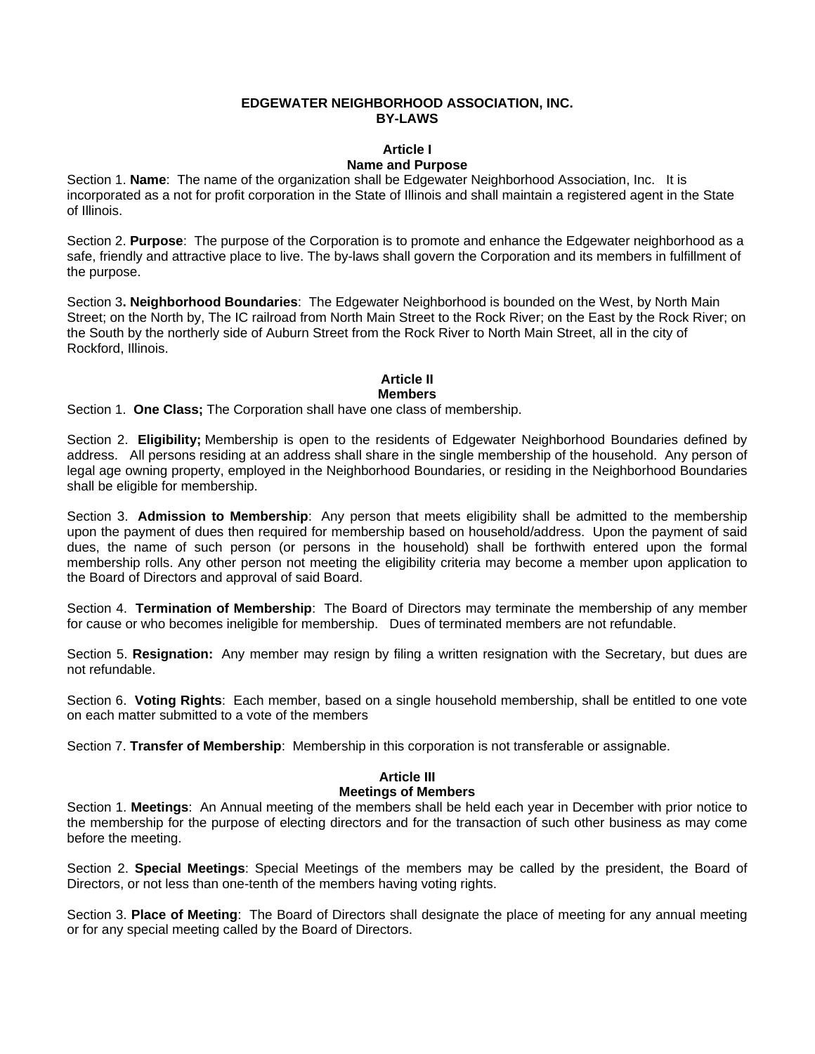# EDGEWATER NEIGHBORHOOD ASSOCIATION, INC.
# BY-LAWS

## Article I
## Name and Purpose

Section 1. **Name**: The name of the organization shall be Edgewater Neighborhood Association, Inc. It is incorporated as a not for profit corporation in the State of Illinois and shall maintain a registered agent in the State of Illinois.

Section 2. **Purpose**: The purpose of the Corporation is to promote and enhance the Edgewater neighborhood as a safe, friendly and attractive place to live. The by-laws shall govern the Corporation and its members in fulfillment of the purpose.

Section 3**. Neighborhood Boundaries**: The Edgewater Neighborhood is bounded on the West, by North Main Street; on the North by, The IC railroad from North Main Street to the Rock River; on the East by the Rock River; on the South by the northerly side of Auburn Street from the Rock River to North Main Street, all in the city of Rockford, Illinois.

## Article II
## Members

Section 1. **One Class;** The Corporation shall have one class of membership.

Section 2. **Eligibility;** Membership is open to the residents of Edgewater Neighborhood Boundaries defined by address. All persons residing at an address shall share in the single membership of the household. Any person of legal age owning property, employed in the Neighborhood Boundaries, or residing in the Neighborhood Boundaries shall be eligible for membership.

Section 3. **Admission to Membership**: Any person that meets eligibility shall be admitted to the membership upon the payment of dues then required for membership based on household/address. Upon the payment of said dues, the name of such person (or persons in the household) shall be forthwith entered upon the formal membership rolls. Any other person not meeting the eligibility criteria may become a member upon application to the Board of Directors and approval of said Board.

Section 4. **Termination of Membership**: The Board of Directors may terminate the membership of any member for cause or who becomes ineligible for membership. Dues of terminated members are not refundable.

Section 5. **Resignation:** Any member may resign by filing a written resignation with the Secretary, but dues are not refundable.

Section 6. **Voting Rights**: Each member, based on a single household membership, shall be entitled to one vote on each matter submitted to a vote of the members

Section 7. **Transfer of Membership**: Membership in this corporation is not transferable or assignable.

## Article III
## Meetings of Members

Section 1. **Meetings**: An Annual meeting of the members shall be held each year in December with prior notice to the membership for the purpose of electing directors and for the transaction of such other business as may come before the meeting.

Section 2. **Special Meetings**: Special Meetings of the members may be called by the president, the Board of Directors, or not less than one-tenth of the members having voting rights.

Section 3. **Place of Meeting**: The Board of Directors shall designate the place of meeting for any annual meeting or for any special meeting called by the Board of Directors.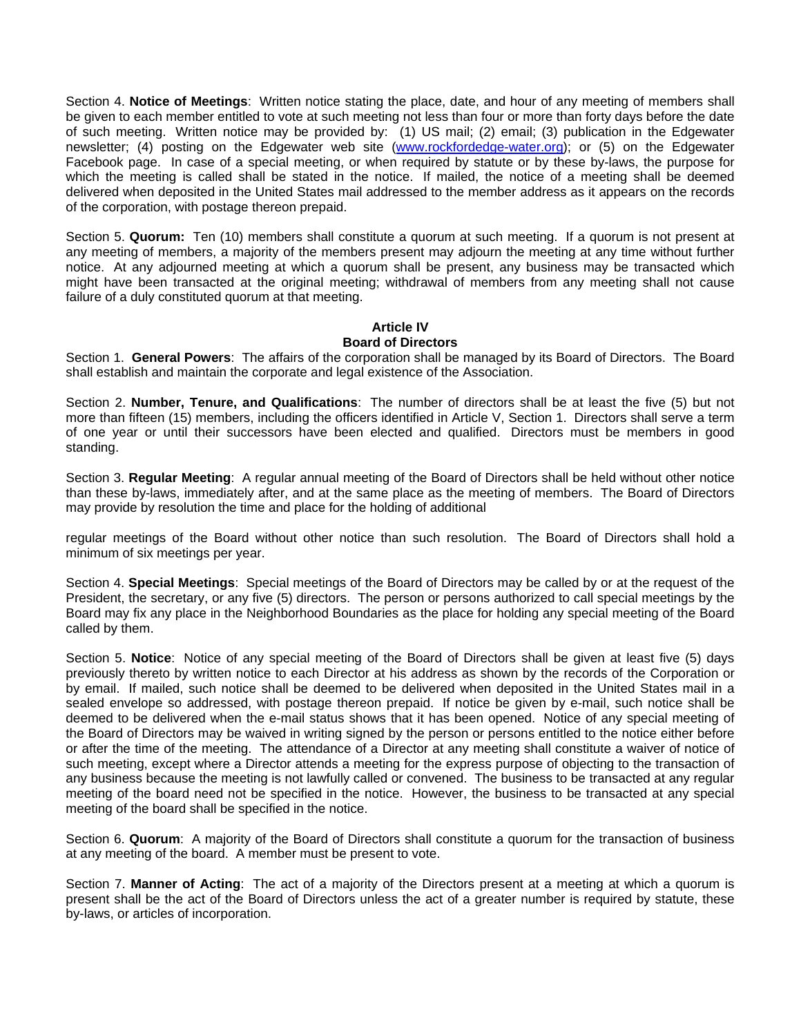Section 4. **Notice of Meetings**: Written notice stating the place, date, and hour of any meeting of members shall be given to each member entitled to vote at such meeting not less than four or more than forty days before the date of such meeting. Written notice may be provided by: (1) US mail; (2) email; (3) publication in the Edgewater newsletter; (4) posting on the Edgewater web site (www.rockfordedge-water.org); or (5) on the Edgewater Facebook page. In case of a special meeting, or when required by statute or by these by-laws, the purpose for which the meeting is called shall be stated in the notice. If mailed, the notice of a meeting shall be deemed delivered when deposited in the United States mail addressed to the member address as it appears on the records of the corporation, with postage thereon prepaid.

Section 5. **Quorum:** Ten (10) members shall constitute a quorum at such meeting. If a quorum is not present at any meeting of members, a majority of the members present may adjourn the meeting at any time without further notice. At any adjourned meeting at which a quorum shall be present, any business may be transacted which might have been transacted at the original meeting; withdrawal of members from any meeting shall not cause failure of a duly constituted quorum at that meeting.

## Article IV
## Board of Directors

Section 1. **General Powers**: The affairs of the corporation shall be managed by its Board of Directors. The Board shall establish and maintain the corporate and legal existence of the Association.

Section 2. **Number, Tenure, and Qualifications**: The number of directors shall be at least the five (5) but not more than fifteen (15) members, including the officers identified in Article V, Section 1. Directors shall serve a term of one year or until their successors have been elected and qualified. Directors must be members in good standing.

Section 3. **Regular Meeting**: A regular annual meeting of the Board of Directors shall be held without other notice than these by-laws, immediately after, and at the same place as the meeting of members. The Board of Directors may provide by resolution the time and place for the holding of additional regular meetings of the Board without other notice than such resolution. The Board of Directors shall hold a minimum of six meetings per year.

Section 4. **Special Meetings**: Special meetings of the Board of Directors may be called by or at the request of the President, the secretary, or any five (5) directors. The person or persons authorized to call special meetings by the Board may fix any place in the Neighborhood Boundaries as the place for holding any special meeting of the Board called by them.

Section 5. **Notice**: Notice of any special meeting of the Board of Directors shall be given at least five (5) days previously thereto by written notice to each Director at his address as shown by the records of the Corporation or by email. If mailed, such notice shall be deemed to be delivered when deposited in the United States mail in a sealed envelope so addressed, with postage thereon prepaid. If notice be given by e-mail, such notice shall be deemed to be delivered when the e-mail status shows that it has been opened. Notice of any special meeting of the Board of Directors may be waived in writing signed by the person or persons entitled to the notice either before or after the time of the meeting. The attendance of a Director at any meeting shall constitute a waiver of notice of such meeting, except where a Director attends a meeting for the express purpose of objecting to the transaction of any business because the meeting is not lawfully called or convened. The business to be transacted at any regular meeting of the board need not be specified in the notice. However, the business to be transacted at any special meeting of the board shall be specified in the notice.

Section 6. **Quorum**: A majority of the Board of Directors shall constitute a quorum for the transaction of business at any meeting of the board. A member must be present to vote.

Section 7. **Manner of Acting**: The act of a majority of the Directors present at a meeting at which a quorum is present shall be the act of the Board of Directors unless the act of a greater number is required by statute, these by-laws, or articles of incorporation.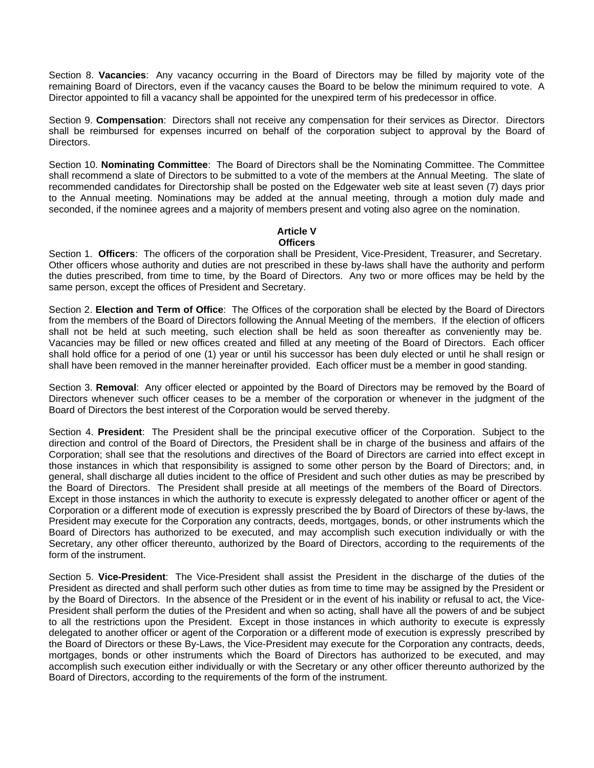Section 8. **Vacancies**: Any vacancy occurring in the Board of Directors may be filled by majority vote of the remaining Board of Directors, even if the vacancy causes the Board to be below the minimum required to vote. A Director appointed to fill a vacancy shall be appointed for the unexpired term of his predecessor in office.

Section 9. **Compensation**: Directors shall not receive any compensation for their services as Director. Directors shall be reimbursed for expenses incurred on behalf of the corporation subject to approval by the Board of Directors.

Section 10. **Nominating Committee**: The Board of Directors shall be the Nominating Committee. The Committee shall recommend a slate of Directors to be submitted to a vote of the members at the Annual Meeting. The slate of recommended candidates for Directorship shall be posted on the Edgewater web site at least seven (7) days prior to the Annual meeting. Nominations may be added at the annual meeting, through a motion duly made and seconded, if the nominee agrees and a majority of members present and voting also agree on the nomination.

## Article V
## Officers

Section 1. **Officers**: The officers of the corporation shall be President, Vice-President, Treasurer, and Secretary. Other officers whose authority and duties are not prescribed in these by-laws shall have the authority and perform the duties prescribed, from time to time, by the Board of Directors. Any two or more offices may be held by the same person, except the offices of President and Secretary.

Section 2. **Election and Term of Office**: The Offices of the corporation shall be elected by the Board of Directors from the members of the Board of Directors following the Annual Meeting of the members. If the election of officers shall not be held at such meeting, such election shall be held as soon thereafter as conveniently may be. Vacancies may be filled or new offices created and filled at any meeting of the Board of Directors. Each officer shall hold office for a period of one (1) year or until his successor has been duly elected or until he shall resign or shall have been removed in the manner hereinafter provided. Each officer must be a member in good standing.

Section 3. **Removal**: Any officer elected or appointed by the Board of Directors may be removed by the Board of Directors whenever such officer ceases to be a member of the corporation or whenever in the judgment of the Board of Directors the best interest of the Corporation would be served thereby.

Section 4. **President**: The President shall be the principal executive officer of the Corporation. Subject to the direction and control of the Board of Directors, the President shall be in charge of the business and affairs of the Corporation; shall see that the resolutions and directives of the Board of Directors are carried into effect except in those instances in which that responsibility is assigned to some other person by the Board of Directors; and, in general, shall discharge all duties incident to the office of President and such other duties as may be prescribed by the Board of Directors. The President shall preside at all meetings of the members of the Board of Directors. Except in those instances in which the authority to execute is expressly delegated to another officer or agent of the Corporation or a different mode of execution is expressly prescribed the by Board of Directors of these by-laws, the President may execute for the Corporation any contracts, deeds, mortgages, bonds, or other instruments which the Board of Directors has authorized to be executed, and may accomplish such execution individually or with the Secretary, any other officer thereunto, authorized by the Board of Directors, according to the requirements of the form of the instrument.

Section 5. **Vice-President**: The Vice-President shall assist the President in the discharge of the duties of the President as directed and shall perform such other duties as from time to time may be assigned by the President or by the Board of Directors. In the absence of the President or in the event of his inability or refusal to act, the Vice-President shall perform the duties of the President and when so acting, shall have all the powers of and be subject to all the restrictions upon the President. Except in those instances in which authority to execute is expressly delegated to another officer or agent of the Corporation or a different mode of execution is expressly prescribed by the Board of Directors or these By-Laws, the Vice-President may execute for the Corporation any contracts, deeds, mortgages, bonds or other instruments which the Board of Directors has authorized to be executed, and may accomplish such execution either individually or with the Secretary or any other officer thereunto authorized by the Board of Directors, according to the requirements of the form of the instrument.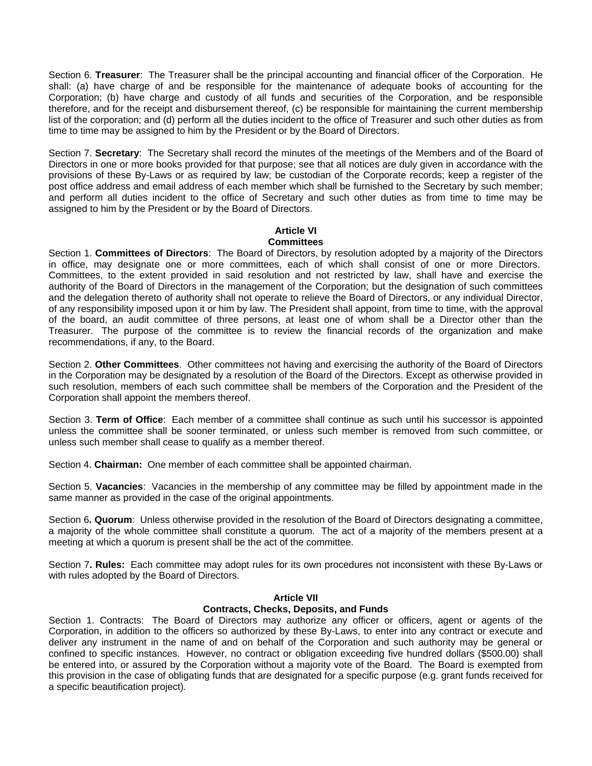Section 6. **Treasurer**: The Treasurer shall be the principal accounting and financial officer of the Corporation. He shall: (a) have charge of and be responsible for the maintenance of adequate books of accounting for the Corporation; (b) have charge and custody of all funds and securities of the Corporation, and be responsible therefore, and for the receipt and disbursement thereof, (c) be responsible for maintaining the current membership list of the corporation; and (d) perform all the duties incident to the office of Treasurer and such other duties as from time to time may be assigned to him by the President or by the Board of Directors.

Section 7. **Secretary**: The Secretary shall record the minutes of the meetings of the Members and of the Board of Directors in one or more books provided for that purpose; see that all notices are duly given in accordance with the provisions of these By-Laws or as required by law; be custodian of the Corporate records; keep a register of the post office address and email address of each member which shall be furnished to the Secretary by such member; and perform all duties incident to the office of Secretary and such other duties as from time to time may be assigned to him by the President or by the Board of Directors.

## Article VI
## Committees

Section 1. **Committees of Directors**: The Board of Directors, by resolution adopted by a majority of the Directors in office, may designate one or more committees, each of which shall consist of one or more Directors. Committees, to the extent provided in said resolution and not restricted by law, shall have and exercise the authority of the Board of Directors in the management of the Corporation; but the designation of such committees and the delegation thereto of authority shall not operate to relieve the Board of Directors, or any individual Director, of any responsibility imposed upon it or him by law. The President shall appoint, from time to time, with the approval of the board, an audit committee of three persons, at least one of whom shall be a Director other than the Treasurer. The purpose of the committee is to review the financial records of the organization and make recommendations, if any, to the Board.

Section 2. **Other Committees**. Other committees not having and exercising the authority of the Board of Directors in the Corporation may be designated by a resolution of the Board of the Directors. Except as otherwise provided in such resolution, members of each such committee shall be members of the Corporation and the President of the Corporation shall appoint the members thereof.

Section 3. **Term of Office**: Each member of a committee shall continue as such until his successor is appointed unless the committee shall be sooner terminated, or unless such member is removed from such committee, or unless such member shall cease to qualify as a member thereof.

Section 4. **Chairman:** One member of each committee shall be appointed chairman.

Section 5. **Vacancies**: Vacancies in the membership of any committee may be filled by appointment made in the same manner as provided in the case of the original appointments.

Section 6**. Quorum**: Unless otherwise provided in the resolution of the Board of Directors designating a committee, a majority of the whole committee shall constitute a quorum. The act of a majority of the members present at a meeting at which a quorum is present shall be the act of the committee.

Section 7**. Rules:** Each committee may adopt rules for its own procedures not inconsistent with these By-Laws or with rules adopted by the Board of Directors.

## Article VII
## Contracts, Checks, Deposits, and Funds

Section 1. Contracts: The Board of Directors may authorize any officer or officers, agent or agents of the Corporation, in addition to the officers so authorized by these By-Laws, to enter into any contract or execute and deliver any instrument in the name of and on behalf of the Corporation and such authority may be general or confined to specific instances. However, no contract or obligation exceeding five hundred dollars ($500.00) shall be entered into, or assured by the Corporation without a majority vote of the Board. The Board is exempted from this provision in the case of obligating funds that are designated for a specific purpose (e.g. grant funds received for a specific beautification project).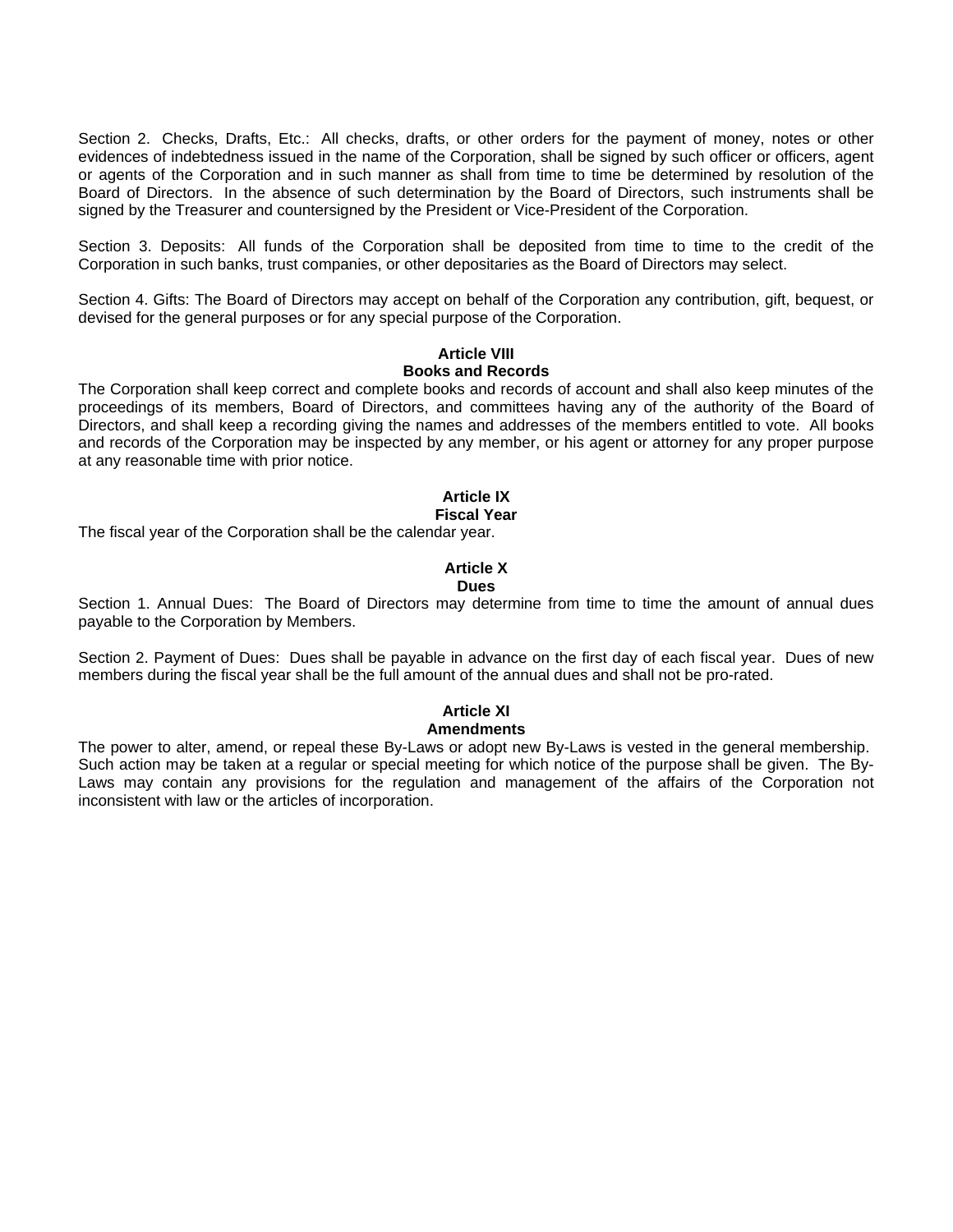Section 2. Checks, Drafts, Etc.: All checks, drafts, or other orders for the payment of money, notes or other evidences of indebtedness issued in the name of the Corporation, shall be signed by such officer or officers, agent or agents of the Corporation and in such manner as shall from time to time be determined by resolution of the Board of Directors. In the absence of such determination by the Board of Directors, such instruments shall be signed by the Treasurer and countersigned by the President or Vice-President of the Corporation.

Section 3. Deposits: All funds of the Corporation shall be deposited from time to time to the credit of the Corporation in such banks, trust companies, or other depositaries as the Board of Directors may select.

Section 4. Gifts: The Board of Directors may accept on behalf of the Corporation any contribution, gift, bequest, or devised for the general purposes or for any special purpose of the Corporation.

## Article VIII
## Books and Records

The Corporation shall keep correct and complete books and records of account and shall also keep minutes of the proceedings of its members, Board of Directors, and committees having any of the authority of the Board of Directors, and shall keep a recording giving the names and addresses of the members entitled to vote. All books and records of the Corporation may be inspected by any member, or his agent or attorney for any proper purpose at any reasonable time with prior notice.

## Article IX
## Fiscal Year

The fiscal year of the Corporation shall be the calendar year.

## Article X
## Dues

Section 1. Annual Dues: The Board of Directors may determine from time to time the amount of annual dues payable to the Corporation by Members.

Section 2. Payment of Dues: Dues shall be payable in advance on the first day of each fiscal year. Dues of new members during the fiscal year shall be the full amount of the annual dues and shall not be pro-rated.

## Article XI
## Amendments

The power to alter, amend, or repeal these By-Laws or adopt new By-Laws is vested in the general membership. Such action may be taken at a regular or special meeting for which notice of the purpose shall be given. The By-Laws may contain any provisions for the regulation and management of the affairs of the Corporation not inconsistent with law or the articles of incorporation.